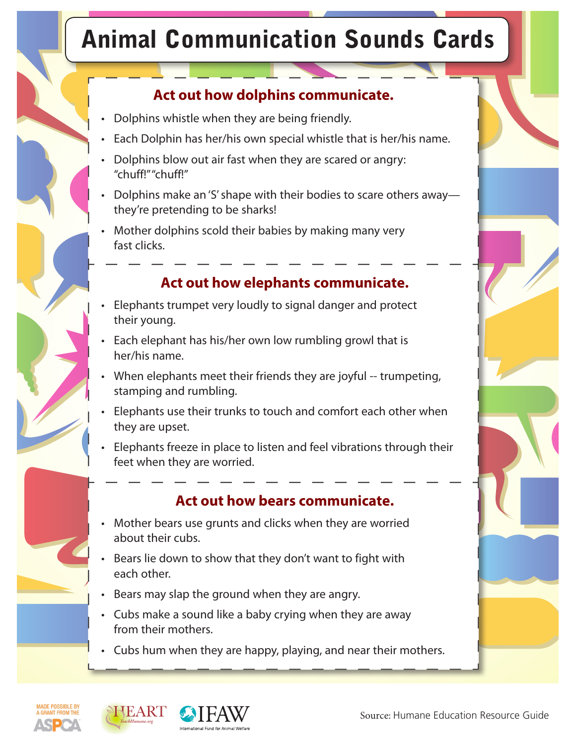# Animal Communication Sounds Cards

## Act out how dolphins communicate.

- Dolphins whistle when they are being friendly.
- Each Dolphin has her/his own special whistle that is her/his name.
- Dolphins blow out air fast when they are scared or angry: "chuff!" "chuff!"
- Dolphins make an 'S' shape with their bodies to scare others away—they're pretending to be sharks!
- Mother dolphins scold their babies by making many very fast clicks.

## Act out how elephants communicate.

- Elephants trumpet very loudly to signal danger and protect their young.
- Each elephant has his/her own low rumbling growl that is her/his name.
- When elephants meet their friends they are joyful -- trumpeting, stamping and rumbling.
- Elephants use their trunks to touch and comfort each other when they are upset.
- Elephants freeze in place to listen and feel vibrations through their feet when they are worried.

## Act out how bears communicate.

- Mother bears use grunts and clicks when they are worried about their cubs.
- Bears lie down to show that they don't want to fight with each other.
- Bears may slap the ground when they are angry.
- Cubs make a sound like a baby crying when they are away from their mothers.
- Cubs hum when they are happy, playing, and near their mothers.

MADE POSSIBLE BY A GRANT FROM THE ASPCA

HEART TeachHumane.org

IFAW International Fund for Animal Welfare

Source: Humane Education Resource Guide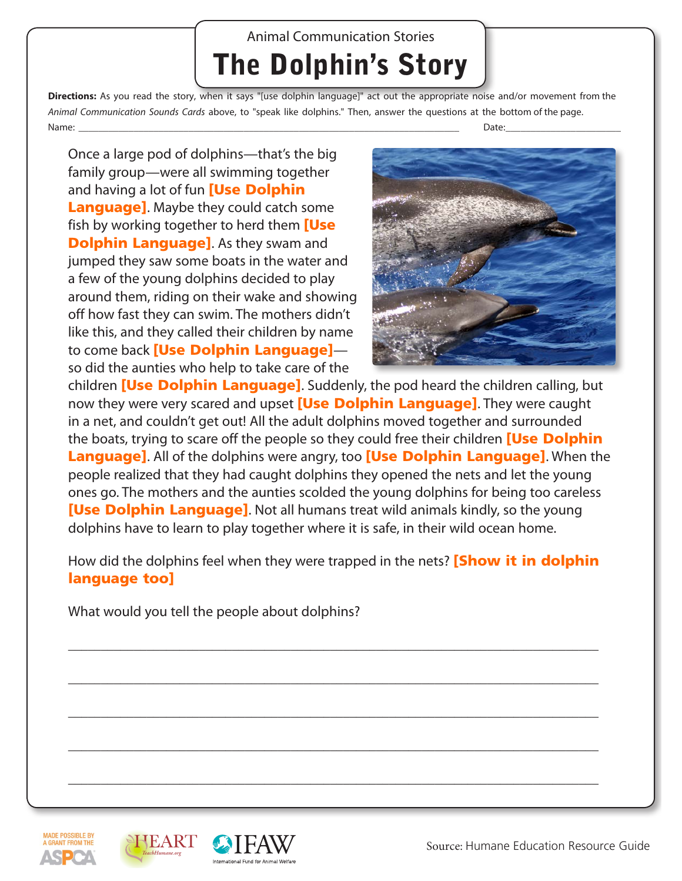Animal Communication Stories

# The Dolphin's Story

**Directions:** As you read the story, when it says "[use dolphin language]" act out the appropriate noise and/or movement from the *Animal Communication Sounds Cards* above, to "speak like dolphins." Then, answer the questions at the bottom of the page.

Name: ______________________________________________ Date:________________

Once a large pod of dolphins—that's the big family group—were all swimming together and having a lot of fun **[Use Dolphin Language]**. Maybe they could catch some fish by working together to herd them **[Use Dolphin Language]**. As they swam and jumped they saw some boats in the water and a few of the young dolphins decided to play around them, riding on their wake and showing off how fast they can swim. The mothers didn't like this, and they called their children by name to come back **[Use Dolphin Language]**—so did the aunties who help to take care of the children **[Use Dolphin Language]**. Suddenly, the pod heard the children calling, but now they were very scared and upset **[Use Dolphin Language]**. They were caught in a net, and couldn't get out! All the adult dolphins moved together and surrounded the boats, trying to scare off the people so they could free their children **[Use Dolphin Language]**. All of the dolphins were angry, too **[Use Dolphin Language]**. When the people realized that they had caught dolphins they opened the nets and let the young ones go. The mothers and the aunties scolded the young dolphins for being too careless **[Use Dolphin Language]**. Not all humans treat wild animals kindly, so the young dolphins have to learn to play together where it is safe, in their wild ocean home.

How did the dolphins feel when they were trapped in the nets? **[Show it in dolphin language too]**

What would you tell the people about dolphins?

______________________________________________________________________

______________________________________________________________________

______________________________________________________________________

______________________________________________________________________

______________________________________________________________________

MADE POSSIBLE BY A GRANT FROM THE ASPCA

HEART TeachHumane.org

IFAW International Fund for Animal Welfare

Source: Humane Education Resource Guide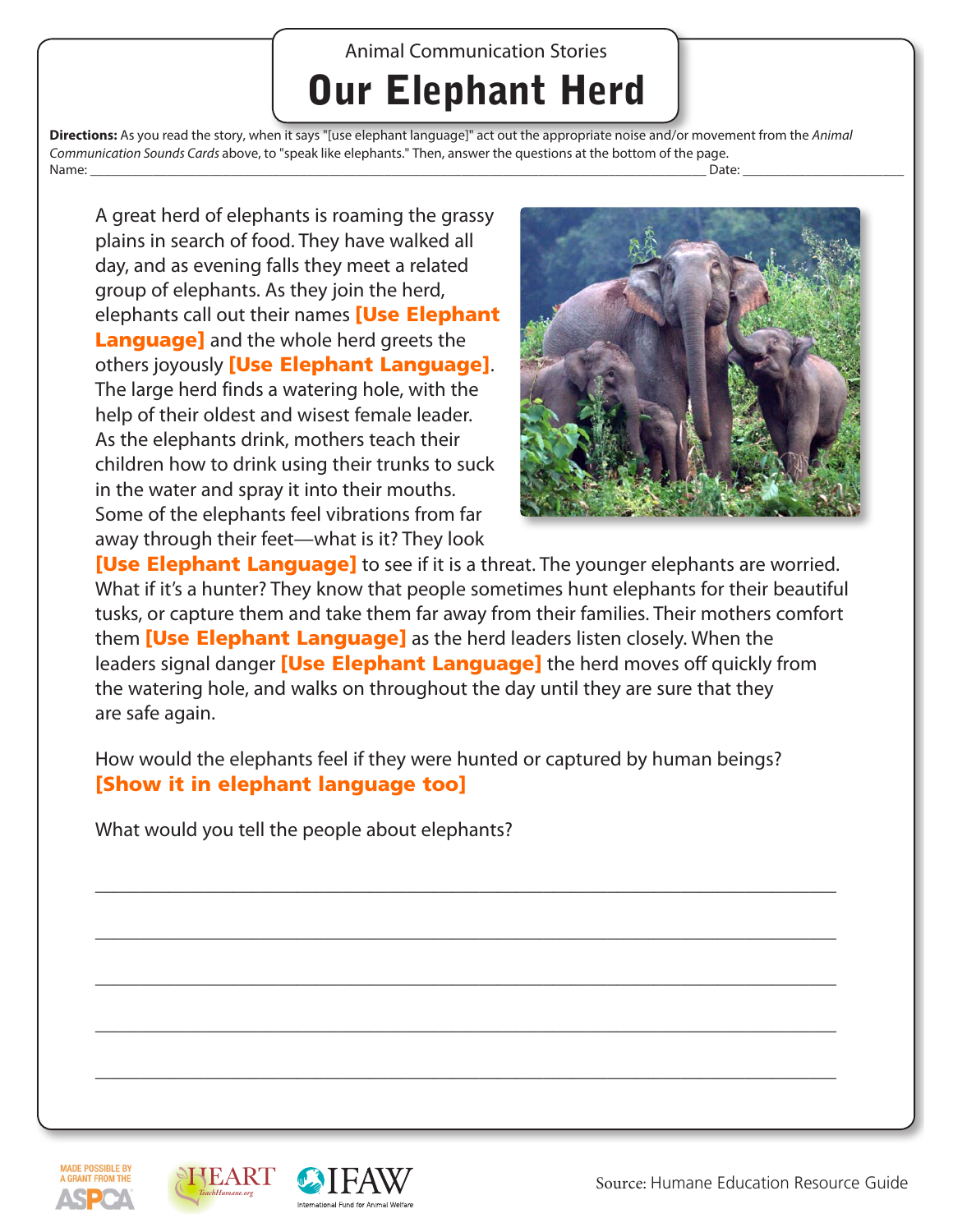Animal Communication Stories

# Our Elephant Herd

**Directions:** As you read the story, when it says "[use elephant language]" act out the appropriate noise and/or movement from the *Animal Communication Sounds Cards* above, to "speak like elephants." Then, answer the questions at the bottom of the page.

Name: ______________________________ Date: ______________

A great herd of elephants is roaming the grassy plains in search of food. They have walked all day, and as evening falls they meet a related group of elephants. As they join the herd, elephants call out their names **[Use Elephant Language]** and the whole herd greets the others joyously **[Use Elephant Language]**. The large herd finds a watering hole, with the help of their oldest and wisest female leader. As the elephants drink, mothers teach their children how to drink using their trunks to suck in the water and spray it into their mouths. Some of the elephants feel vibrations from far away through their feet—what is it? They look **[Use Elephant Language]** to see if it is a threat. The younger elephants are worried. What if it's a hunter? They know that people sometimes hunt elephants for their beautiful tusks, or capture them and take them far away from their families. Their mothers comfort them **[Use Elephant Language]** as the herd leaders listen closely. When the leaders signal danger **[Use Elephant Language]** the herd moves off quickly from the watering hole, and walks on throughout the day until they are sure that they are safe again.

How would the elephants feel if they were hunted or captured by human beings? **[Show it in elephant language too]**

What would you tell the people about elephants?

______________________________________________________________

______________________________________________________________

______________________________________________________________

______________________________________________________________

______________________________________________________________

MADE POSSIBLE BY A GRANT FROM THE ASPCA

HEART TeachHumane.org

IFAW International Fund for Animal Welfare

Source: Humane Education Resource Guide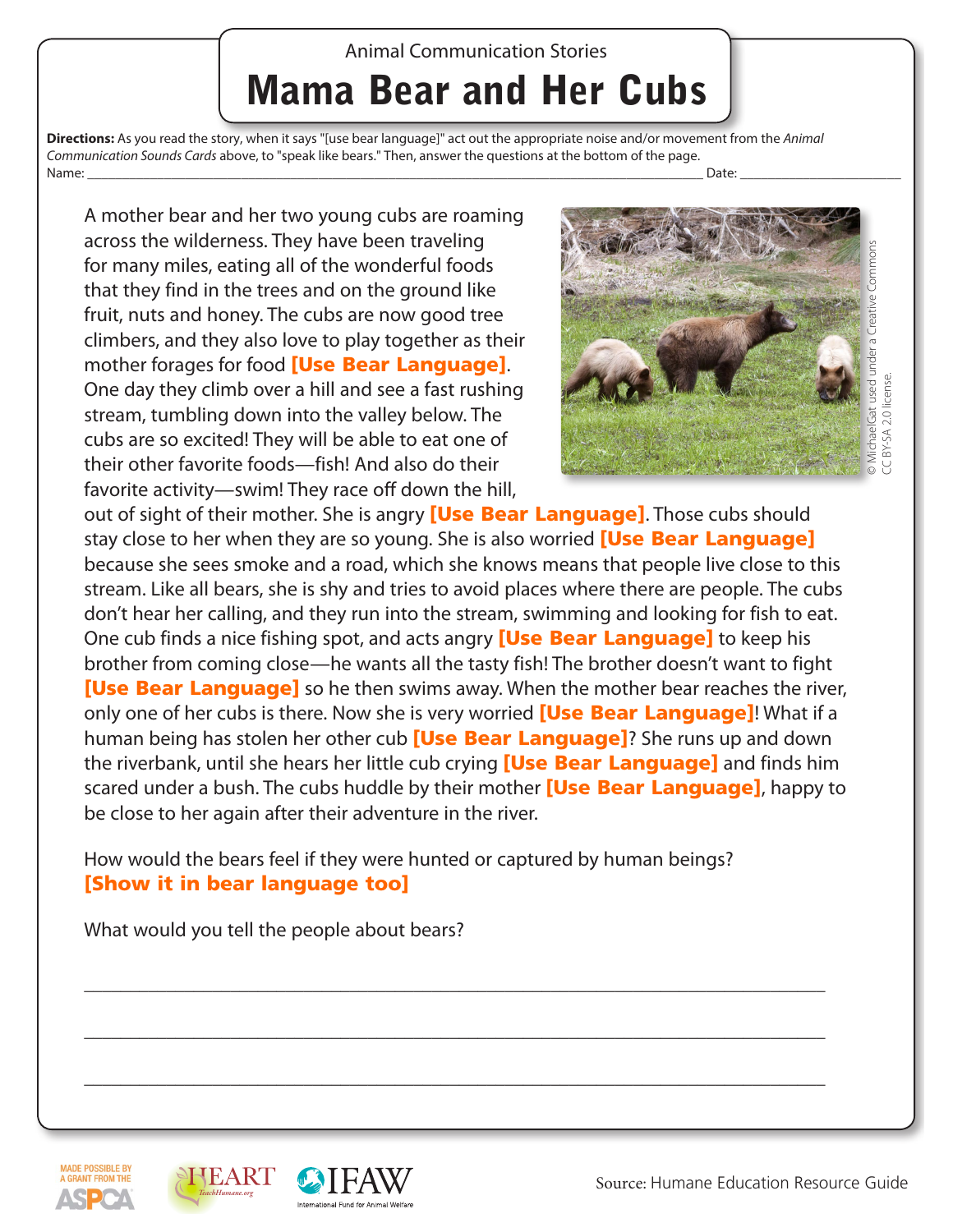Animal Communication Stories

# Mama Bear and Her Cubs

**Directions:** As you read the story, when it says "[use bear language]" act out the appropriate noise and/or movement from the *Animal Communication Sounds Cards* above, to "speak like bears." Then, answer the questions at the bottom of the page.

Name: ______________________________ Date: ______________

A mother bear and her two young cubs are roaming across the wilderness. They have been traveling for many miles, eating all of the wonderful foods that they find in the trees and on the ground like fruit, nuts and honey. The cubs are now good tree climbers, and they also love to play together as their mother forages for food **[Use Bear Language]**. One day they climb over a hill and see a fast rushing stream, tumbling down into the valley below. The cubs are so excited! They will be able to eat one of their other favorite foods—fish! And also do their favorite activity—swim! They race off down the hill, out of sight of their mother. She is angry **[Use Bear Language]**. Those cubs should stay close to her when they are so young. She is also worried **[Use Bear Language]** because she sees smoke and a road, which she knows means that people live close to this stream. Like all bears, she is shy and tries to avoid places where there are people. The cubs don't hear her calling, and they run into the stream, swimming and looking for fish to eat. One cub finds a nice fishing spot, and acts angry **[Use Bear Language]** to keep his brother from coming close—he wants all the tasty fish! The brother doesn't want to fight **[Use Bear Language]** so he then swims away. When the mother bear reaches the river, only one of her cubs is there. Now she is very worried **[Use Bear Language]**! What if a human being has stolen her other cub **[Use Bear Language]**? She runs up and down the riverbank, until she hears her little cub crying **[Use Bear Language]** and finds him scared under a bush. The cubs huddle by their mother **[Use Bear Language]**, happy to be close to her again after their adventure in the river.

© MichaelGat used under a Creative Commons CC BY-SA 2.0 license.

How would the bears feel if they were hunted or captured by human beings? **[Show it in bear language too]**

What would you tell the people about bears?

______________________________________________________________

______________________________________________________________

______________________________________________________________

MADE POSSIBLE BY A GRANT FROM THE ASPCA

HEART TeachHumane.org

IFAW International Fund for Animal Welfare

Source: Humane Education Resource Guide